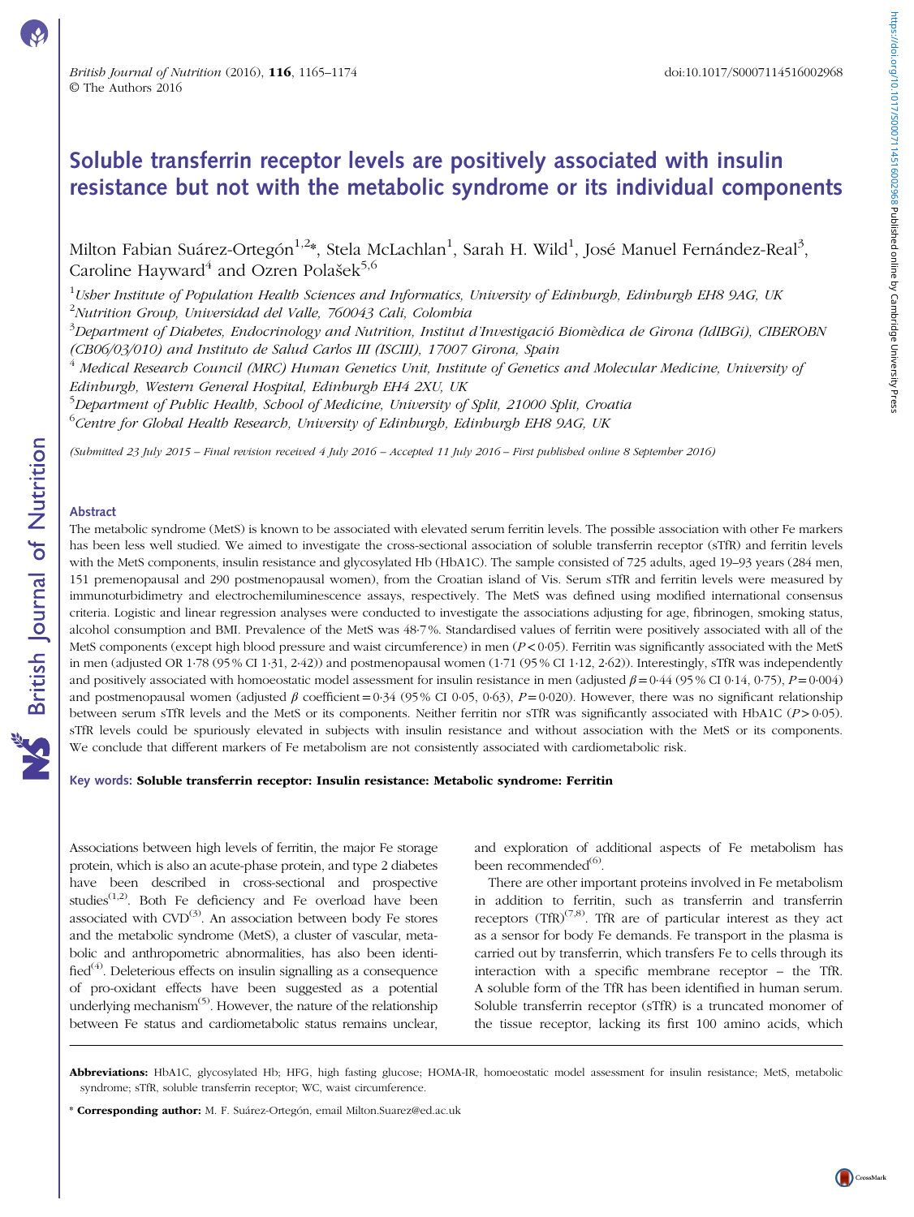# Soluble transferrin receptor levels are positively associated with insulin resistance but not with the metabolic syndrome or its individual components

Milton Fabian Suárez-Ortegón[1,2]*, Stela McLachlan[1], Sarah H. Wild[1], José Manuel Fernández-Real[3], Caroline Hayward[4] and Ozren Polašek[5,6]

[1]Usher Institute of Population Health Sciences and Informatics, University of Edinburgh, Edinburgh EH8 9AG, UK

[2]Nutrition Group, Universidad del Valle, 760043 Cali, Colombia

[3]Department of Diabetes, Endocrinology and Nutrition, Institut d'Investigació Biomèdica de Girona (IdIBGi), CIBEROBN (CB06/03/010) and Instituto de Salud Carlos III (ISCIII), 17007 Girona, Spain

[4] Medical Research Council (MRC) Human Genetics Unit, Institute of Genetics and Molecular Medicine, University of Edinburgh, Western General Hospital, Edinburgh EH4 2XU, UK

[5]Department of Public Health, School of Medicine, University of Split, 21000 Split, Croatia

[6]Centre for Global Health Research, University of Edinburgh, Edinburgh EH8 9AG, UK

*(Submitted 23 July 2015 – Final revision received 4 July 2016 – Accepted 11 July 2016 – First published online 8 September 2016)*

## Abstract

The metabolic syndrome (MetS) is known to be associated with elevated serum ferritin levels. The possible association with other Fe markers has been less well studied. We aimed to investigate the cross-sectional association of soluble transferrin receptor (sTfR) and ferritin levels with the MetS components, insulin resistance and glycosylated Hb (HbA1C). The sample consisted of 725 adults, aged 19–93 years (284 men, 151 premenopausal and 290 postmenopausal women), from the Croatian island of Vis. Serum sTfR and ferritin levels were measured by immunoturbidimetry and electrochemiluminescence assays, respectively. The MetS was defined using modified international consensus criteria. Logistic and linear regression analyses were conducted to investigate the associations adjusting for age, fibrinogen, smoking status, alcohol consumption and BMI. Prevalence of the MetS was 48·7%. Standardised values of ferritin were positively associated with all of the MetS components (except high blood pressure and waist circumference) in men ($P<0·05$). Ferritin was significantly associated with the MetS in men (adjusted OR 1·78 (95% CI 1·31, 2·42)) and postmenopausal women (1·71 (95% CI 1·12, 2·62)). Interestingly, sTfR was independently and positively associated with homoeostatic model assessment for insulin resistance in men (adjusted $\beta=0·44$ (95% CI 0·14, 0·75), $P=0·004$) and postmenopausal women (adjusted $\beta$ coefficient $=0·34$ (95% CI 0·05, 0·63), $P=0·020$). However, there was no significant relationship between serum sTfR levels and the MetS or its components. Neither ferritin nor sTfR was significantly associated with HbA1C ($P>0·05$). sTfR levels could be spuriously elevated in subjects with insulin resistance and without association with the MetS or its components. We conclude that different markers of Fe metabolism are not consistently associated with cardiometabolic risk.

**Key words: Soluble transferrin receptor: Insulin resistance: Metabolic syndrome: Ferritin**

Associations between high levels of ferritin, the major Fe storage protein, which is also an acute-phase protein, and type 2 diabetes have been described in cross-sectional and prospective studies[1,2]. Both Fe deficiency and Fe overload have been associated with CVD[3]. An association between body Fe stores and the metabolic syndrome (MetS), a cluster of vascular, metabolic and anthropometric abnormalities, has also been identified[4]. Deleterious effects on insulin signalling as a consequence of pro-oxidant effects have been suggested as a potential underlying mechanism[5]. However, the nature of the relationship between Fe status and cardiometabolic status remains unclear, and exploration of additional aspects of Fe metabolism has been recommended[6].

There are other important proteins involved in Fe metabolism in addition to ferritin, such as transferrin and transferrin receptors (TfR)[7,8]. TfR are of particular interest as they act as a sensor for body Fe demands. Fe transport in the plasma is carried out by transferrin, which transfers Fe to cells through its interaction with a specific membrane receptor – the TfR. A soluble form of the TfR has been identified in human serum. Soluble transferrin receptor (sTfR) is a truncated monomer of the tissue receptor, lacking its first 100 amino acids, which

**Abbreviations:** HbA1C, glycosylated Hb; HFG, high fasting glucose; HOMA-IR, homoeostatic model assessment for insulin resistance; MetS, metabolic syndrome; sTfR, soluble transferrin receptor; WC, waist circumference.

\* **Corresponding author:** M. F. Suárez-Ortegón, email Milton.Suarez@ed.ac.uk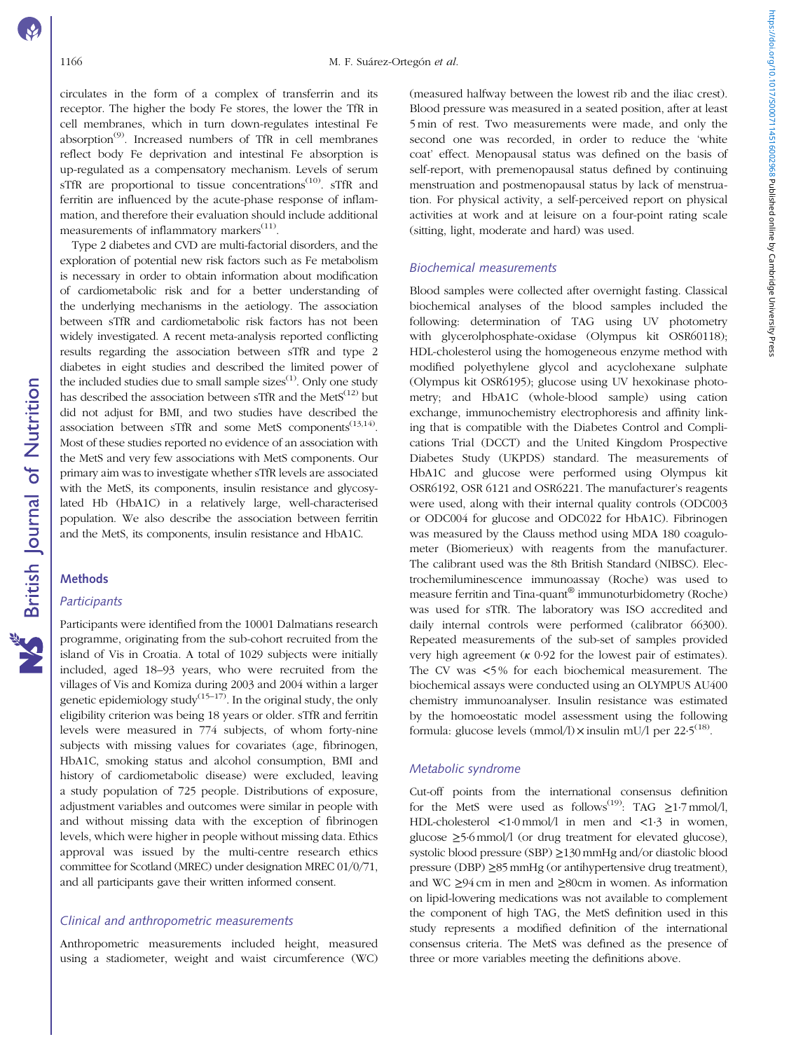circulates in the form of a complex of transferrin and its receptor. The higher the body Fe stores, the lower the TfR in cell membranes, which in turn down-regulates intestinal Fe absorption[9]. Increased numbers of TfR in cell membranes reflect body Fe deprivation and intestinal Fe absorption is up-regulated as a compensatory mechanism. Levels of serum sTfR are proportional to tissue concentrations[10]. sTfR and ferritin are influenced by the acute-phase response of inflammation, and therefore their evaluation should include additional measurements of inflammatory markers[11].

Type 2 diabetes and CVD are multi-factorial disorders, and the exploration of potential new risk factors such as Fe metabolism is necessary in order to obtain information about modification of cardiometabolic risk and for a better understanding of the underlying mechanisms in the aetiology. The association between sTfR and cardiometabolic risk factors has not been widely investigated. A recent meta-analysis reported conflicting results regarding the association between sTfR and type 2 diabetes in eight studies and described the limited power of the included studies due to small sample sizes[1]. Only one study has described the association between sTfR and the MetS[12] but did not adjust for BMI, and two studies have described the association between sTfR and some MetS components[13,14]. Most of these studies reported no evidence of an association with the MetS and very few associations with MetS components. Our primary aim was to investigate whether sTfR levels are associated with the MetS, its components, insulin resistance and glycosylated Hb (HbA1C) in a relatively large, well-characterised population. We also describe the association between ferritin and the MetS, its components, insulin resistance and HbA1C.

## Methods

### *Participants*

Participants were identified from the 10001 Dalmatians research programme, originating from the sub-cohort recruited from the island of Vis in Croatia. A total of 1029 subjects were initially included, aged 18–93 years, who were recruited from the villages of Vis and Komiza during 2003 and 2004 within a larger genetic epidemiology study[15–17]. In the original study, the only eligibility criterion was being 18 years or older. sTfR and ferritin levels were measured in 774 subjects, of whom forty-nine subjects with missing values for covariates (age, fibrinogen, HbA1C, smoking status and alcohol consumption, BMI and history of cardiometabolic disease) were excluded, leaving a study population of 725 people. Distributions of exposure, adjustment variables and outcomes were similar in people with and without missing data with the exception of fibrinogen levels, which were higher in people without missing data. Ethics approval was issued by the multi-centre research ethics committee for Scotland (MREC) under designation MREC 01/0/71, and all participants gave their written informed consent.

### *Clinical and anthropometric measurements*

Anthropometric measurements included height, measured using a stadiometer, weight and waist circumference (WC) (measured halfway between the lowest rib and the iliac crest). Blood pressure was measured in a seated position, after at least 5 min of rest. Two measurements were made, and only the second one was recorded, in order to reduce the 'white coat' effect. Menopausal status was defined on the basis of self-report, with premenopausal status defined by continuing menstruation and postmenopausal status by lack of menstruation. For physical activity, a self-perceived report on physical activities at work and at leisure on a four-point rating scale (sitting, light, moderate and hard) was used.

### *Biochemical measurements*

Blood samples were collected after overnight fasting. Classical biochemical analyses of the blood samples included the following: determination of TAG using UV photometry with glycerolphosphate-oxidase (Olympus kit OSR60118); HDL-cholesterol using the homogeneous enzyme method with modified polyethylene glycol and acyclohexane sulphate (Olympus kit OSR6195); glucose using UV hexokinase photometry; and HbA1C (whole-blood sample) using cation exchange, immunochemistry electrophoresis and affinity linking that is compatible with the Diabetes Control and Complications Trial (DCCT) and the United Kingdom Prospective Diabetes Study (UKPDS) standard. The measurements of HbA1C and glucose were performed using Olympus kit OSR6192, OSR 6121 and OSR6221. The manufacturer's reagents were used, along with their internal quality controls (ODC003 or ODC004 for glucose and ODC022 for HbA1C). Fibrinogen was measured by the Clauss method using MDA 180 coagulometer (Biomerieux) with reagents from the manufacturer. The calibrant used was the 8th British Standard (NIBSC). Electrochemiluminescence immunoassay (Roche) was used to measure ferritin and Tina-quant® immunoturbidometry (Roche) was used for sTfR. The laboratory was ISO accredited and daily internal controls were performed (calibrator 66300). Repeated measurements of the sub-set of samples provided very high agreement ($\kappa$ 0·92 for the lowest pair of estimates). The CV was <5 % for each biochemical measurement. The biochemical assays were conducted using an OLYMPUS AU400 chemistry immunoanalyser. Insulin resistance was estimated by the homoeostatic model assessment using the following formula: glucose levels (mmol/l) $\times$ insulin mU/l per 22·5[18].

### *Metabolic syndrome*

Cut-off points from the international consensus definition for the MetS were used as follows[19]: TAG $\geq$1·7 mmol/l, HDL-cholesterol <1·0 mmol/l in men and <1·3 in women, glucose $\geq$5·6 mmol/l (or drug treatment for elevated glucose), systolic blood pressure (SBP) $\geq$130 mmHg and/or diastolic blood pressure (DBP) $\geq$85 mmHg (or antihypertensive drug treatment), and WC $\geq$94 cm in men and $\geq$80cm in women. As information on lipid-lowering medications was not available to complement the component of high TAG, the MetS definition used in this study represents a modified definition of the international consensus criteria. The MetS was defined as the presence of three or more variables meeting the definitions above.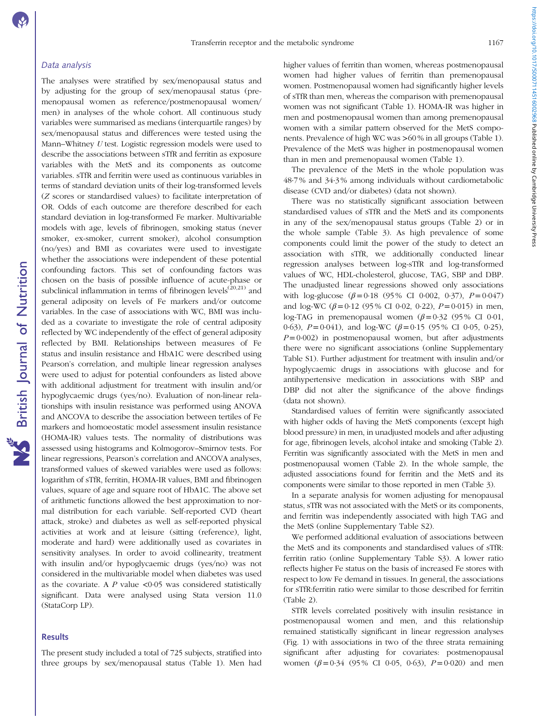## *Data analysis*

The analyses were stratified by sex/menopausal status and by adjusting for the group of sex/menopausal status (premenopausal women as reference/postmenopausal women/men) in analyses of the whole cohort. All continuous study variables were summarised as medians (interquartile ranges) by sex/menopausal status and differences were tested using the Mann–Whitney *U* test. Logistic regression models were used to describe the associations between sTfR and ferritin as exposure variables with the MetS and its components as outcome variables. sTfR and ferritin were used as continuous variables in terms of standard deviation units of their log-transformed levels (*Z* scores or standardised values) to facilitate interpretation of OR. Odds of each outcome are therefore described for each standard deviation in log-transformed Fe marker. Multivariable models with age, levels of fibrinogen, smoking status (never smoker, ex-smoker, current smoker), alcohol consumption (no/yes) and BMI as covariates were used to investigate whether the associations were independent of these potential confounding factors. This set of confounding factors was chosen on the basis of possible influence of acute-phase or subclinical inflammation in terms of fibrinogen levels[20,21] and general adiposity on levels of Fe markers and/or outcome variables. In the case of associations with WC, BMI was included as a covariate to investigate the role of central adiposity reflected by WC independently of the effect of general adiposity reflected by BMI. Relationships between measures of Fe status and insulin resistance and HbA1C were described using Pearson's correlation, and multiple linear regression analyses were used to adjust for potential confounders as listed above with additional adjustment for treatment with insulin and/or hypoglycaemic drugs (yes/no). Evaluation of non-linear relationships with insulin resistance was performed using ANOVA and ANCOVA to describe the association between tertiles of Fe markers and homoeostatic model assessment insulin resistance (HOMA-IR) values tests. The normality of distributions was assessed using histograms and Kolmogorov–Smirnov tests. For linear regressions, Pearson's correlation and ANCOVA analyses, transformed values of skewed variables were used as follows: logarithm of sTfR, ferritin, HOMA-IR values, BMI and fibrinogen values, square of age and square root of HbA1C. The above set of arithmetic functions allowed the best approximation to normal distribution for each variable. Self-reported CVD (heart attack, stroke) and diabetes as well as self-reported physical activities at work and at leisure (sitting (reference), light, moderate and hard) were additionally used as covariates in sensitivity analyses. In order to avoid collinearity, treatment with insulin and/or hypoglycaemic drugs (yes/no) was not considered in the multivariable model when diabetes was used as the covariate. A *P* value <0·05 was considered statistically significant. Data were analysed using Stata version 11.0 (StataCorp LP).

## Results

The present study included a total of 725 subjects, stratified into three groups by sex/menopausal status (Table 1). Men had higher values of ferritin than women, whereas postmenopausal women had higher values of ferritin than premenopausal women. Postmenopausal women had significantly higher levels of sTfR than men, whereas the comparison with premenopausal women was not significant (Table 1). HOMA-IR was higher in men and postmenopausal women than among premenopausal women with a similar pattern observed for the MetS components. Prevalence of high WC was >60 % in all groups (Table 1). Prevalence of the MetS was higher in postmenopausal women than in men and premenopausal women (Table 1).

The prevalence of the MetS in the whole population was 48·7 % and 34·3 % among individuals without cardiometabolic disease (CVD and/or diabetes) (data not shown).

There was no statistically significant association between standardised values of sTfR and the MetS and its components in any of the sex/menopausal status groups (Table 2) or in the whole sample (Table 3). As high prevalence of some components could limit the power of the study to detect an association with sTfR, we additionally conducted linear regression analyses between log-sTfR and log-transformed values of WC, HDL-cholesterol, glucose, TAG, SBP and DBP. The unadjusted linear regressions showed only associations with log-glucose ($\beta = 0{\cdot}18$ (95 % CI 0·002, 0·37), $P = 0{\cdot}047$) and log-WC ($\beta = 0{\cdot}12$ (95 % CI 0·02, 0·22), $P = 0{\cdot}015$) in men, log-TAG in premenopausal women ($\beta = 0{\cdot}32$ (95 % CI 0·01, 0·63), $P = 0{\cdot}041$), and log-WC ($\beta = 0{\cdot}15$ (95 % CI 0·05, 0·25), $P = 0{\cdot}002$) in postmenopausal women, but after adjustments there were no significant associations (online Supplementary Table S1). Further adjustment for treatment with insulin and/or hypoglycaemic drugs in associations with glucose and for antihypertensive medication in associations with SBP and DBP did not alter the significance of the above findings (data not shown).

Standardised values of ferritin were significantly associated with higher odds of having the MetS components (except high blood pressure) in men, in unadjusted models and after adjusting for age, fibrinogen levels, alcohol intake and smoking (Table 2). Ferritin was significantly associated with the MetS in men and postmenopausal women (Table 2). In the whole sample, the adjusted associations found for ferritin and the MetS and its components were similar to those reported in men (Table 3).

In a separate analysis for women adjusting for menopausal status, sTfR was not associated with the MetS or its components, and ferritin was independently associated with high TAG and the MetS (online Supplementary Table S2).

We performed additional evaluation of associations between the MetS and its components and standardised values of sTfR:ferritin ratio (online Supplementary Table S3). A lower ratio reflects higher Fe status on the basis of increased Fe stores with respect to low Fe demand in tissues. In general, the associations for sTfR:ferritin ratio were similar to those described for ferritin (Table 2).

STfR levels correlated positively with insulin resistance in postmenopausal women and men, and this relationship remained statistically significant in linear regression analyses (Fig. 1) with associations in two of the three strata remaining significant after adjusting for covariates: postmenopausal women ($\beta = 0{\cdot}34$ (95 % CI 0·05, 0·63), $P = 0{\cdot}020$) and men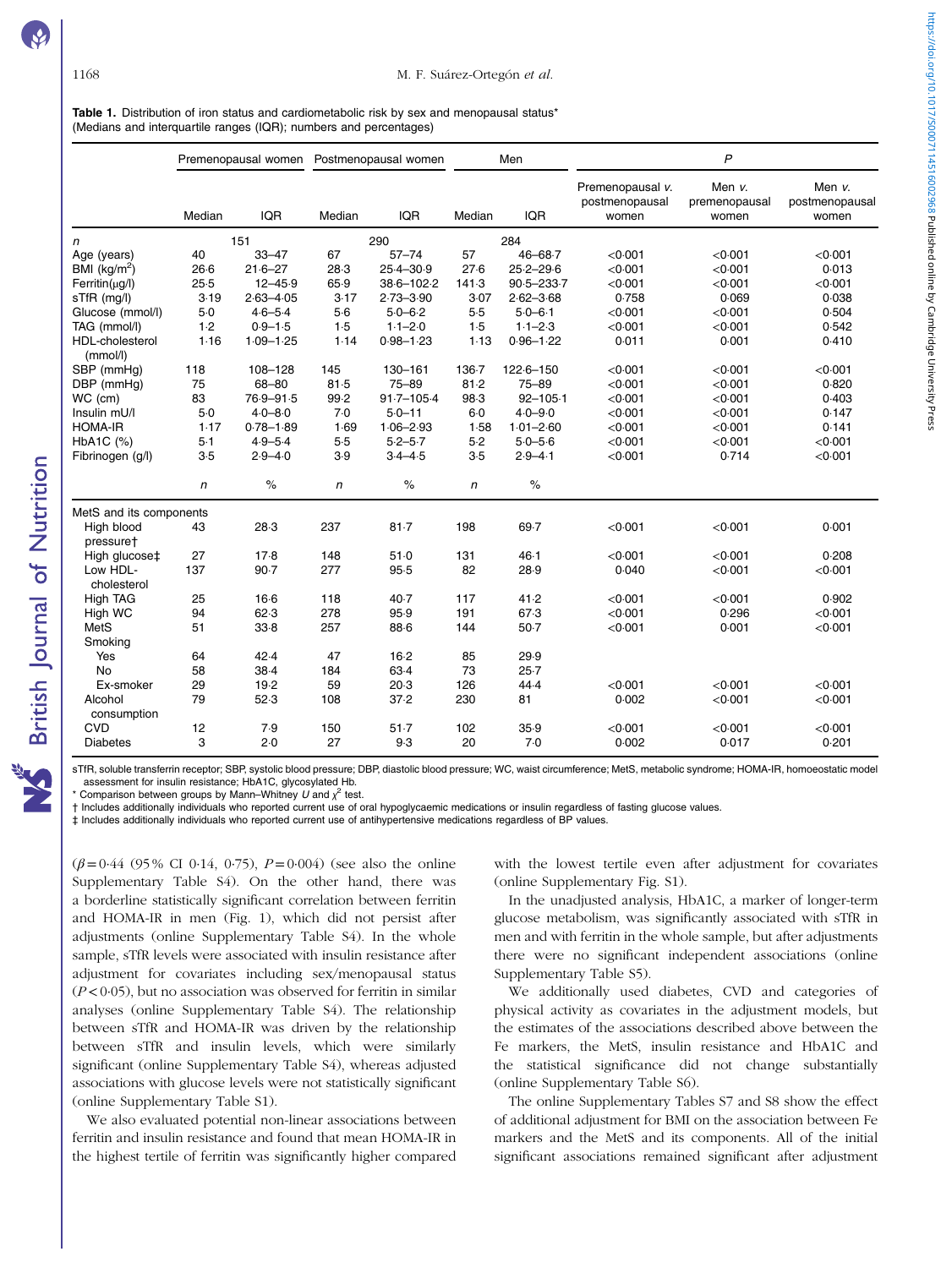**Table 1.** Distribution of iron status and cardiometabolic risk by sex and menopausal status*
(Medians and interquartile ranges (IQR); numbers and percentages)

| | Premenopausal women | | Postmenopausal women | | Men | | P | | |
|---|---|---|---|---|---|---|---|---|---|
| | Median | IQR | Median | IQR | Median | IQR | Premenopausal *v.* postmenopausal women | Men *v.* premenopausal women | Men *v.* postmenopausal women |
| *n* | 151 | | 290 | | 284 | | | | |
| Age (years) | 40 | 33–47 | 67 | 57–74 | 57 | 46–68·7 | <0·001 | <0·001 | <0·001 |
| BMI (kg/m$^2$) | 26·6 | 21·6–27 | 28·3 | 25·4–30·9 | 27·6 | 25·2–29·6 | <0·001 | <0·001 | 0·013 |
| Ferritin(μg/l) | 25·5 | 12–45·9 | 65·9 | 38·6–102·2 | 141·3 | 90·5–233·7 | <0·001 | <0·001 | <0·001 |
| sTfR (mg/l) | 3·19 | 2·63–4·05 | 3·17 | 2·73–3·90 | 3·07 | 2·62–3·68 | 0·758 | 0·069 | 0·038 |
| Glucose (mmol/l) | 5·0 | 4·6–5·4 | 5·6 | 5·0–6·2 | 5·5 | 5·0–6·1 | <0·001 | <0·001 | 0·504 |
| TAG (mmol/l) | 1·2 | 0·9–1·5 | 1·5 | 1·1–2·0 | 1·5 | 1·1–2·3 | <0·001 | <0·001 | 0·542 |
| HDL-cholesterol (mmol/l) | 1·16 | 1·09–1·25 | 1·14 | 0·98–1·23 | 1·13 | 0·96–1·22 | 0·011 | 0·001 | 0·410 |
| SBP (mmHg) | 118 | 108–128 | 145 | 130–161 | 136·7 | 122·6–150 | <0·001 | <0·001 | <0·001 |
| DBP (mmHg) | 75 | 68–80 | 81·5 | 75–89 | 81·2 | 75–89 | <0·001 | <0·001 | 0·820 |
| WC (cm) | 83 | 76·9–91·5 | 99·2 | 91·7–105·4 | 98·3 | 92–105·1 | <0·001 | <0·001 | 0·403 |
| Insulin mU/l | 5·0 | 4·0–8·0 | 7·0 | 5·0–11 | 6·0 | 4·0–9·0 | <0·001 | <0·001 | 0·147 |
| HOMA-IR | 1·17 | 0·78–1·89 | 1·69 | 1·06–2·93 | 1·58 | 1·01–2·60 | <0·001 | <0·001 | 0·141 |
| HbA1C (%) | 5·1 | 4·9–5·4 | 5·5 | 5·2–5·7 | 5·2 | 5·0–5·6 | <0·001 | <0·001 | <0·001 |
| Fibrinogen (g/l) | 3·5 | 2·9–4·0 | 3·9 | 3·4–4·5 | 3·5 | 2·9–4·1 | <0·001 | 0·714 | <0·001 |
| | *n* | % | *n* | % | *n* | % | | | |
| MetS and its components | | | | | | | | | |
| High blood pressure† | 43 | 28·3 | 237 | 81·7 | 198 | 69·7 | <0·001 | <0·001 | 0·001 |
| High glucose‡ | 27 | 17·8 | 148 | 51·0 | 131 | 46·1 | <0·001 | <0·001 | 0·208 |
| Low HDL-cholesterol | 137 | 90·7 | 277 | 95·5 | 82 | 28·9 | 0·040 | <0·001 | <0·001 |
| High TAG | 25 | 16·6 | 118 | 40·7 | 117 | 41·2 | <0·001 | <0·001 | 0·902 |
| High WC | 94 | 62·3 | 278 | 95·9 | 191 | 67·3 | <0·001 | 0·296 | <0·001 |
| MetS | 51 | 33·8 | 257 | 88·6 | 144 | 50·7 | <0·001 | 0·001 | <0·001 |
| Smoking | | | | | | | | | |
| Yes | 64 | 42·4 | 47 | 16·2 | 85 | 29·9 | | | |
| No | 58 | 38·4 | 184 | 63·4 | 73 | 25·7 | | | |
| Ex-smoker | 29 | 19·2 | 59 | 20·3 | 126 | 44·4 | <0·001 | <0·001 | <0·001 |
| Alcohol consumption | 79 | 52·3 | 108 | 37·2 | 230 | 81 | 0·002 | <0·001 | <0·001 |
| CVD | 12 | 7·9 | 150 | 51·7 | 102 | 35·9 | <0·001 | <0·001 | <0·001 |
| Diabetes | 3 | 2·0 | 27 | 9·3 | 20 | 7·0 | 0·002 | 0·017 | 0·201 |

sTfR, soluble transferrin receptor; SBP, systolic blood pressure; DBP, diastolic blood pressure; WC, waist circumference; MetS, metabolic syndrome; HOMA-IR, homoeostatic model assessment for insulin resistance; HbA1C, glycosylated Hb.
* Comparison between groups by Mann–Whitney *U* and $\chi^2$ test.
† Includes additionally individuals who reported current use of oral hypoglycaemic medications or insulin regardless of fasting glucose values.
‡ Includes additionally individuals who reported current use of antihypertensive medications regardless of BP values.

($\beta = 0·44$ (95 % CI 0·14, 0·75), $P = 0·004$) (see also the online Supplementary Table S4). On the other hand, there was a borderline statistically significant correlation between ferritin and HOMA-IR in men (Fig. 1), which did not persist after adjustments (online Supplementary Table S4). In the whole sample, sTfR levels were associated with insulin resistance after adjustment for covariates including sex/menopausal status ($P < 0·05$), but no association was observed for ferritin in similar analyses (online Supplementary Table S4). The relationship between sTfR and HOMA-IR was driven by the relationship between sTfR and insulin levels, which were similarly significant (online Supplementary Table S4), whereas adjusted associations with glucose levels were not statistically significant (online Supplementary Table S1).

We also evaluated potential non-linear associations between ferritin and insulin resistance and found that mean HOMA-IR in the highest tertile of ferritin was significantly higher compared with the lowest tertile even after adjustment for covariates (online Supplementary Fig. S1).

In the unadjusted analysis, HbA1C, a marker of longer-term glucose metabolism, was significantly associated with sTfR in men and with ferritin in the whole sample, but after adjustments there were no significant independent associations (online Supplementary Table S5).

We additionally used diabetes, CVD and categories of physical activity as covariates in the adjustment models, but the estimates of the associations described above between the Fe markers, the MetS, insulin resistance and HbA1C and the statistical significance did not change substantially (online Supplementary Table S6).

The online Supplementary Tables S7 and S8 show the effect of additional adjustment for BMI on the association between Fe markers and the MetS and its components. All of the initial significant associations remained significant after adjustment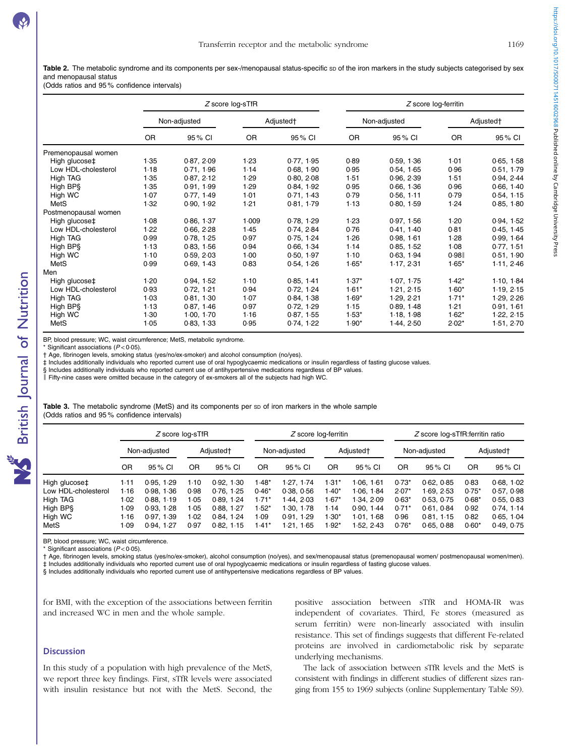**Table 2.** The metabolic syndrome and its components per sex-/menopausal status-specific SD of the iron markers in the study subjects categorised by sex and menopausal status
(Odds ratios and 95 % confidence intervals)

| | *Z* score log-sTfR | | | | *Z* score log-ferritin | | | |
|---|---|---|---|---|---|---|---|---|
| | Non-adjusted | | Adjusted† | | Non-adjusted | | Adjusted† | |
| | OR | 95 % CI | OR | 95 % CI | OR | 95 % CI | OR | 95 % CI |
| Premenopausal women | | | | | | | | |
| High glucose‡ | 1·35 | 0·87, 2·09 | 1·23 | 0·77, 1·95 | 0·89 | 0·59, 1·36 | 1·01 | 0·65, 1·58 |
| Low HDL-cholesterol | 1·18 | 0·71, 1·96 | 1·14 | 0·68, 1·90 | 0·95 | 0·54, 1·65 | 0·96 | 0·51, 1·79 |
| High TAG | 1·35 | 0·87, 2·12 | 1·29 | 0·80, 2·08 | 1·51 | 0·96, 2·39 | 1·51 | 0·94, 2·44 |
| High BP§ | 1·35 | 0·91, 1·99 | 1·29 | 0·84, 1·92 | 0·95 | 0·66, 1·36 | 0·96 | 0·66, 1·40 |
| High WC | 1·07 | 0·77, 1·49 | 1·01 | 0·71, 1·43 | 0·79 | 0·56, 1·11 | 0·79 | 0·54, 1·15 |
| MetS | 1·32 | 0·90, 1·92 | 1·21 | 0·81, 1·79 | 1·13 | 0·80, 1·59 | 1·24 | 0·85, 1·80 |
| Postmenopausal women | | | | | | | | |
| High glucose‡ | 1·08 | 0·86, 1·37 | 1·009 | 0·78, 1·29 | 1·23 | 0·97, 1·56 | 1·20 | 0·94, 1·52 |
| Low HDL-cholesterol | 1·22 | 0·66, 2·28 | 1·45 | 0·74, 2·84 | 0·76 | 0·41, 1·40 | 0·81 | 0·45, 1·45 |
| High TAG | 0·99 | 0·78, 1·25 | 0·97 | 0·75, 1·24 | 1·26 | 0·98, 1·61 | 1·28 | 0·99, 1·64 |
| High BP§ | 1·13 | 0·83, 1·56 | 0·94 | 0·66, 1·34 | 1·14 | 0·85, 1·52 | 1·08 | 0·77, 1·51 |
| High WC | 1·10 | 0·59, 2·03 | 1·00 | 0·50, 1·97 | 1·10 | 0·63, 1·94 | 0·98‖ | 0·51, 1·90 |
| MetS | 0·99 | 0·69, 1·43 | 0·83 | 0·54, 1·26 | 1·65* | 1·17, 2·31 | 1·65* | 1·11, 2·46 |
| Men | | | | | | | | |
| High glucose‡ | 1·20 | 0·94, 1·52 | 1·10 | 0·85, 1·41 | 1·37* | 1·07, 1·75 | 1·42* | 1·10, 1·84 |
| Low HDL-cholesterol | 0·93 | 0·72, 1·21 | 0·94 | 0·72, 1·24 | 1·61* | 1·21, 2·15 | 1·60* | 1·19, 2·15 |
| High TAG | 1·03 | 0·81, 1·30 | 1·07 | 0·84, 1·38 | 1·69* | 1·29, 2·21 | 1·71* | 1·29, 2·26 |
| High BP§ | 1·13 | 0·87, 1·46 | 0·97 | 0·72, 1·29 | 1·15 | 0·89, 1·48 | 1·21 | 0·91, 1·61 |
| High WC | 1·30 | 1·00, 1·70 | 1·16 | 0·87, 1·55 | 1·53* | 1·18, 1·98 | 1·62* | 1·22, 2·15 |
| MetS | 1·05 | 0·83, 1·33 | 0·95 | 0·74, 1·22 | 1·90* | 1·44, 2·50 | 2·02* | 1·51, 2·70 |

BP, blood pressure; WC, waist circumference; MetS, metabolic syndrome.
\* Significant associations ($P<0·05$).
† Age, fibrinogen levels, smoking status (yes/no/ex-smoker) and alcohol consumption (no/yes).
‡ Includes additionally individuals who reported current use of oral hypoglycaemic medications or insulin regardless of fasting glucose values.
§ Includes additionally individuals who reported current use of antihypertensive medications regardless of BP values.
‖ Fifty-nine cases were omitted because in the category of ex-smokers all of the subjects had high WC.

**Table 3.** The metabolic syndrome (MetS) and its components per SD of iron markers in the whole sample
(Odds ratios and 95 % confidence intervals)

| | *Z* score log-sTfR | | | | *Z* score log-ferritin | | | | *Z* score log-sTfR:ferritin ratio | | | |
|---|---|---|---|---|---|---|---|---|---|---|---|---|
| | Non-adjusted | | Adjusted† | | Non-adjusted | | Adjusted† | | Non-adjusted | | Adjusted† | |
| | OR | 95 % CI | OR | 95 % CI | OR | 95 % CI | OR | 95 % CI | OR | 95 % CI | OR | 95 % CI |
| High glucose‡ | 1·11 | 0·95, 1·29 | 1·10 | 0·92, 1·30 | 1·48* | 1·27, 1·74 | 1·31* | 1·06, 1·61 | 0·73* | 0·62, 0·85 | 0·83 | 0·68, 1·02 |
| Low HDL-cholesterol | 1·16 | 0·98, 1·36 | 0·98 | 0·76, 1·25 | 0·46* | 0·38, 0·56 | 1·40* | 1·06, 1·84 | 2·07* | 1·69, 2·53 | 0·75* | 0·57, 0·98 |
| High TAG | 1·02 | 0·88, 1·19 | 1·05 | 0·89, 1·24 | 1·71* | 1·44, 2·03 | 1·67* | 1·34, 2·09 | 0·63* | 0·53, 0·75 | 0·68* | 0·55, 0·83 |
| High BP§ | 1·09 | 0·93, 1·28 | 1·05 | 0·88, 1·27 | 1·52* | 1·30, 1·78 | 1·14 | 0·90, 1·44 | 0·71* | 0·61, 0·84 | 0·92 | 0·74, 1·14 |
| High WC | 1·16 | 0·97, 1·39 | 1·02 | 0·84, 1·24 | 1·09 | 0·91, 1·29 | 1·30* | 1·01, 1·68 | 0·96 | 0·81, 1·15 | 0·82 | 0·65, 1·04 |
| MetS | 1·09 | 0·94, 1·27 | 0·97 | 0·82, 1·15 | 1·41* | 1·21, 1·65 | 1·92* | 1·52, 2·43 | 0·76* | 0·65, 0·88 | 0·60* | 0·49, 0·75 |

BP, blood pressure; WC, waist circumference.
\* Significant associations ($P<0·05$).
† Age, fibrinogen levels, smoking status (yes/no/ex-smoker), alcohol consumption (no/yes), and sex/menopausal status (premenopausal women/ postmenopausal women/men).
‡ Includes additionally individuals who reported current use of oral hypoglycaemic medications or insulin regardless of fasting glucose values.
§ Includes additionally individuals who reported current use of antihypertensive medications regardless of BP values.

for BMI, with the exception of the associations between ferritin and increased WC in men and the whole sample.

## Discussion

In this study of a population with high prevalence of the MetS, we report three key findings. First, sTfR levels were associated with insulin resistance but not with the MetS. Second, the positive association between sTfR and HOMA-IR was independent of covariates. Third, Fe stores (measured as serum ferritin) were non-linearly associated with insulin resistance. This set of findings suggests that different Fe-related proteins are involved in cardiometabolic risk by separate underlying mechanisms.

The lack of association between sTfR levels and the MetS is consistent with findings in different studies of different sizes ranging from 155 to 1969 subjects (online Supplementary Table S9).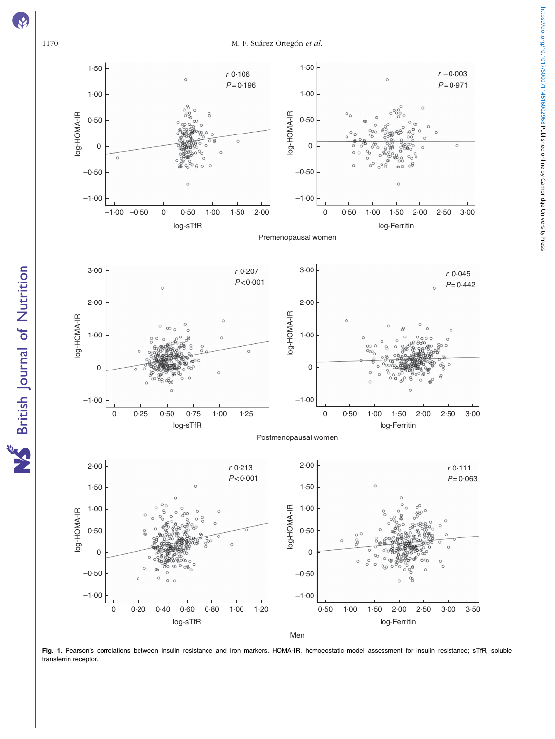Premenopausal women

Postmenopausal women

Men

**Fig. 1.** Pearson's correlations between insulin resistance and iron markers. HOMA-IR, homoeostatic model assessment for insulin resistance; sTfR, soluble transferrin receptor.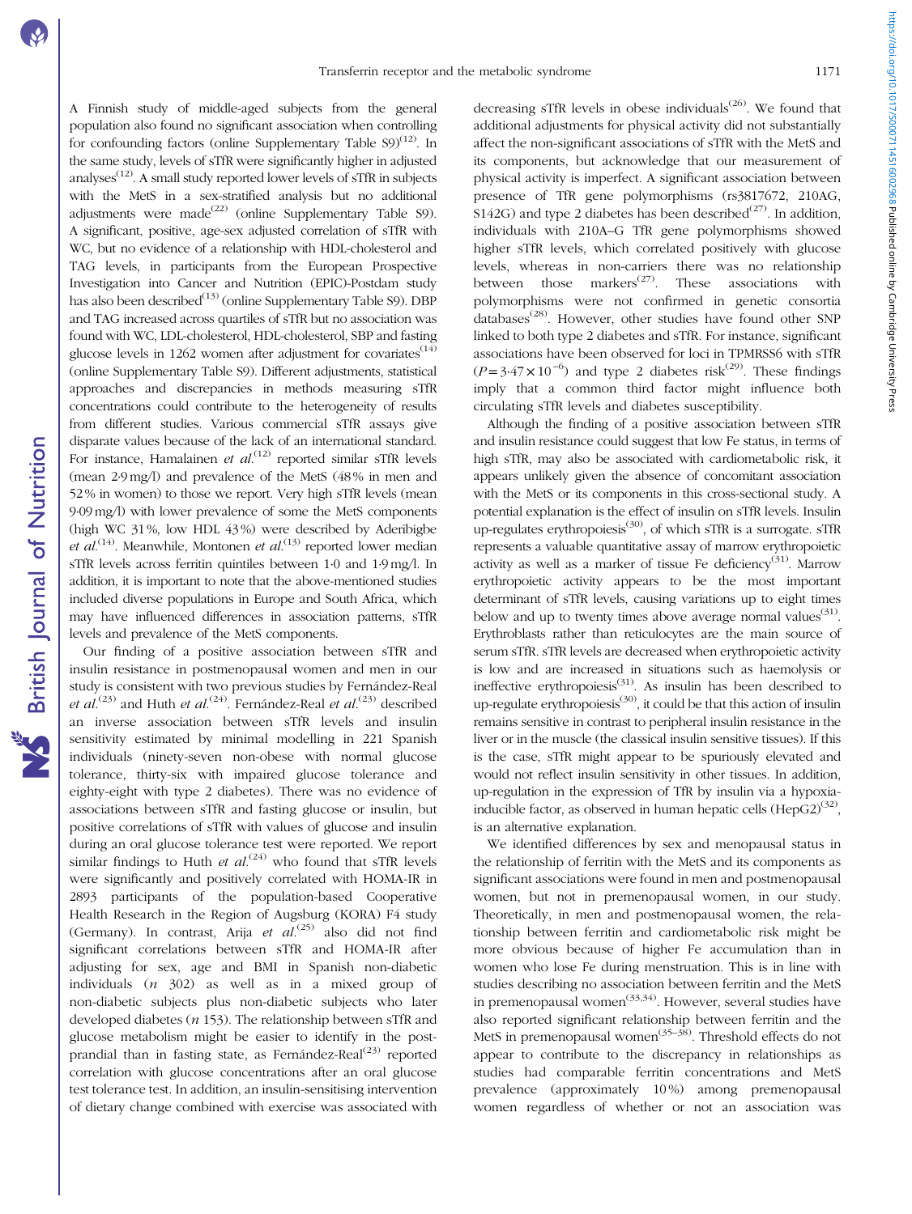A Finnish study of middle-aged subjects from the general population also found no significant association when controlling for confounding factors (online Supplementary Table S9)[12]. In the same study, levels of sTfR were significantly higher in adjusted analyses[12]. A small study reported lower levels of sTfR in subjects with the MetS in a sex-stratified analysis but no additional adjustments were made[22] (online Supplementary Table S9). A significant, positive, age-sex adjusted correlation of sTfR with WC, but no evidence of a relationship with HDL-cholesterol and TAG levels, in participants from the European Prospective Investigation into Cancer and Nutrition (EPIC)-Postdam study has also been described[13] (online Supplementary Table S9). DBP and TAG increased across quartiles of sTfR but no association was found with WC, LDL-cholesterol, HDL-cholesterol, SBP and fasting glucose levels in 1262 women after adjustment for covariates[14] (online Supplementary Table S9). Different adjustments, statistical approaches and discrepancies in methods measuring sTfR concentrations could contribute to the heterogeneity of results from different studies. Various commercial sTfR assays give disparate values because of the lack of an international standard. For instance, Hamalainen *et al.*[12] reported similar sTfR levels (mean 2·9 mg/l) and prevalence of the MetS (48 % in men and 52 % in women) to those we report. Very high sTfR levels (mean 9·09 mg/l) with lower prevalence of some the MetS components (high WC 31 %, low HDL 43 %) were described by Aderibigbe *et al.*[14]. Meanwhile, Montonen *et al.*[13] reported lower median sTfR levels across ferritin quintiles between 1·0 and 1·9 mg/l. In addition, it is important to note that the above-mentioned studies included diverse populations in Europe and South Africa, which may have influenced differences in association patterns, sTfR levels and prevalence of the MetS components.

Our finding of a positive association between sTfR and insulin resistance in postmenopausal women and men in our study is consistent with two previous studies by Fernández-Real *et al.*[23] and Huth *et al.*[24]. Fernández-Real *et al.*[23] described an inverse association between sTfR levels and insulin sensitivity estimated by minimal modelling in 221 Spanish individuals (ninety-seven non-obese with normal glucose tolerance, thirty-six with impaired glucose tolerance and eighty-eight with type 2 diabetes). There was no evidence of associations between sTfR and fasting glucose or insulin, but positive correlations of sTfR with values of glucose and insulin during an oral glucose tolerance test were reported. We report similar findings to Huth *et al.*[24] who found that sTfR levels were significantly and positively correlated with HOMA-IR in 2893 participants of the population-based Cooperative Health Research in the Region of Augsburg (KORA) F4 study (Germany). In contrast, Arija *et al.*[25] also did not find significant correlations between sTfR and HOMA-IR after adjusting for sex, age and BMI in Spanish non-diabetic individuals (*n* 302) as well as in a mixed group of non-diabetic subjects plus non-diabetic subjects who later developed diabetes (*n* 153). The relationship between sTfR and glucose metabolism might be easier to identify in the post-prandial than in fasting state, as Fernández-Real[23] reported correlation with glucose concentrations after an oral glucose test tolerance test. In addition, an insulin-sensitising intervention of dietary change combined with exercise was associated with decreasing sTfR levels in obese individuals[26]. We found that additional adjustments for physical activity did not substantially affect the non-significant associations of sTfR with the MetS and its components, but acknowledge that our measurement of physical activity is imperfect. A significant association between presence of TfR gene polymorphisms (rs3817672, 210AG, S142G) and type 2 diabetes has been described[27]. In addition, individuals with 210A–G TfR gene polymorphisms showed higher sTfR levels, which correlated positively with glucose levels, whereas in non-carriers there was no relationship between those markers[27]. These associations with polymorphisms were not confirmed in genetic consortia databases[28]. However, other studies have found other SNP linked to both type 2 diabetes and sTfR. For instance, significant associations have been observed for loci in TPMRSS6 with sTfR ($P = 3{\cdot}47 \times 10^{-6}$) and type 2 diabetes risk[29]. These findings imply that a common third factor might influence both circulating sTfR levels and diabetes susceptibility.

Although the finding of a positive association between sTfR and insulin resistance could suggest that low Fe status, in terms of high sTfR, may also be associated with cardiometabolic risk, it appears unlikely given the absence of concomitant association with the MetS or its components in this cross-sectional study. A potential explanation is the effect of insulin on sTfR levels. Insulin up-regulates erythropoiesis[30], of which sTfR is a surrogate. sTfR represents a valuable quantitative assay of marrow erythropoietic activity as well as a marker of tissue Fe deficiency[31]. Marrow erythropoietic activity appears to be the most important determinant of sTfR levels, causing variations up to eight times below and up to twenty times above average normal values[31]. Erythroblasts rather than reticulocytes are the main source of serum sTfR. sTfR levels are decreased when erythropoietic activity is low and are increased in situations such as haemolysis or ineffective erythropoiesis[31]. As insulin has been described to up-regulate erythropoiesis[30], it could be that this action of insulin remains sensitive in contrast to peripheral insulin resistance in the liver or in the muscle (the classical insulin sensitive tissues). If this is the case, sTfR might appear to be spuriously elevated and would not reflect insulin sensitivity in other tissues. In addition, up-regulation in the expression of TfR by insulin via a hypoxia-inducible factor, as observed in human hepatic cells (HepG2)[32], is an alternative explanation.

We identified differences by sex and menopausal status in the relationship of ferritin with the MetS and its components as significant associations were found in men and postmenopausal women, but not in premenopausal women, in our study. Theoretically, in men and postmenopausal women, the relationship between ferritin and cardiometabolic risk might be more obvious because of higher Fe accumulation than in women who lose Fe during menstruation. This is in line with studies describing no association between ferritin and the MetS in premenopausal women[33,34]. However, several studies have also reported significant relationship between ferritin and the MetS in premenopausal women[35–38]. Threshold effects do not appear to contribute to the discrepancy in relationships as studies had comparable ferritin concentrations and MetS prevalence (approximately 10 %) among premenopausal women regardless of whether or not an association was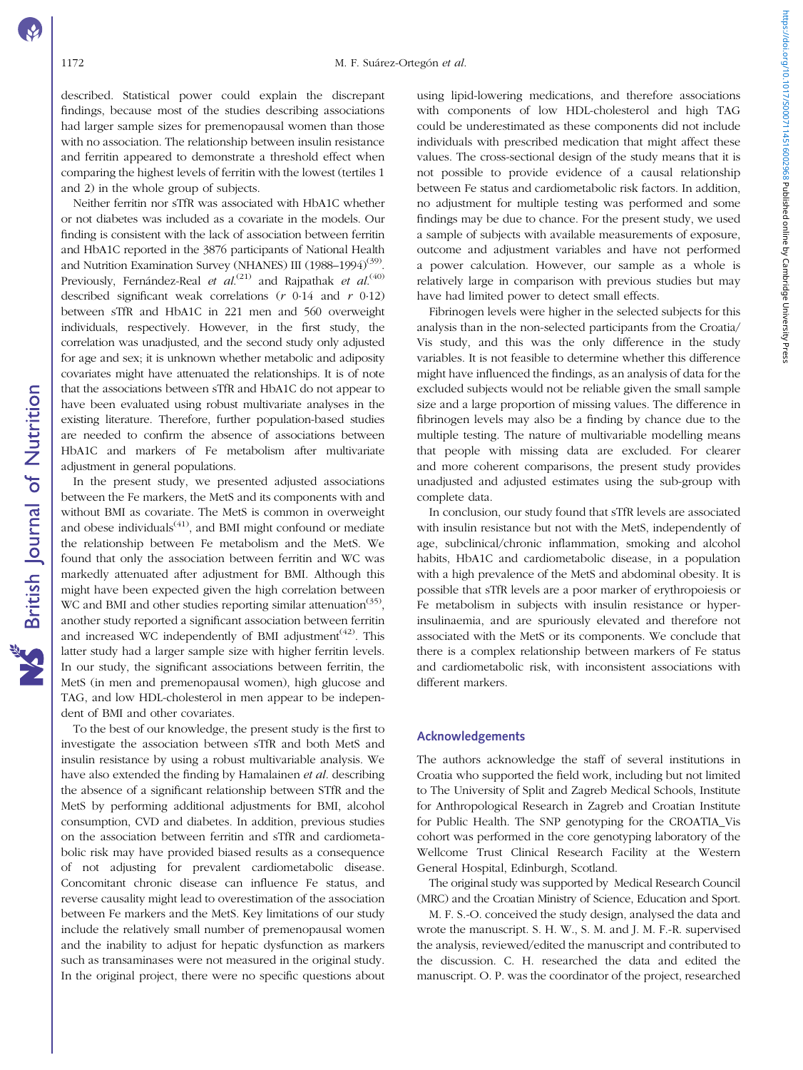described. Statistical power could explain the discrepant findings, because most of the studies describing associations had larger sample sizes for premenopausal women than those with no association. The relationship between insulin resistance and ferritin appeared to demonstrate a threshold effect when comparing the highest levels of ferritin with the lowest (tertiles 1 and 2) in the whole group of subjects.

Neither ferritin nor sTfR was associated with HbA1C whether or not diabetes was included as a covariate in the models. Our finding is consistent with the lack of association between ferritin and HbA1C reported in the 3876 participants of National Health and Nutrition Examination Survey (NHANES) III (1988–1994)[39]. Previously, Fernández-Real *et al.*[21] and Rajpathak *et al.*[40] described significant weak correlations ($r$ 0·14 and $r$ 0·12) between sTfR and HbA1C in 221 men and 560 overweight individuals, respectively. However, in the first study, the correlation was unadjusted, and the second study only adjusted for age and sex; it is unknown whether metabolic and adiposity covariates might have attenuated the relationships. It is of note that the associations between sTfR and HbA1C do not appear to have been evaluated using robust multivariate analyses in the existing literature. Therefore, further population-based studies are needed to confirm the absence of associations between HbA1C and markers of Fe metabolism after multivariate adjustment in general populations.

In the present study, we presented adjusted associations between the Fe markers, the MetS and its components with and without BMI as covariate. The MetS is common in overweight and obese individuals[41], and BMI might confound or mediate the relationship between Fe metabolism and the MetS. We found that only the association between ferritin and WC was markedly attenuated after adjustment for BMI. Although this might have been expected given the high correlation between WC and BMI and other studies reporting similar attenuation[35], another study reported a significant association between ferritin and increased WC independently of BMI adjustment[42]. This latter study had a larger sample size with higher ferritin levels. In our study, the significant associations between ferritin, the MetS (in men and premenopausal women), high glucose and TAG, and low HDL-cholesterol in men appear to be independent of BMI and other covariates.

To the best of our knowledge, the present study is the first to investigate the association between sTfR and both MetS and insulin resistance by using a robust multivariable analysis. We have also extended the finding by Hamalainen *et al.* describing the absence of a significant relationship between STfR and the MetS by performing additional adjustments for BMI, alcohol consumption, CVD and diabetes. In addition, previous studies on the association between ferritin and sTfR and cardiometabolic risk may have provided biased results as a consequence of not adjusting for prevalent cardiometabolic disease. Concomitant chronic disease can influence Fe status, and reverse causality might lead to overestimation of the association between Fe markers and the MetS. Key limitations of our study include the relatively small number of premenopausal women and the inability to adjust for hepatic dysfunction as markers such as transaminases were not measured in the original study. In the original project, there were no specific questions about using lipid-lowering medications, and therefore associations with components of low HDL-cholesterol and high TAG could be underestimated as these components did not include individuals with prescribed medication that might affect these values. The cross-sectional design of the study means that it is not possible to provide evidence of a causal relationship between Fe status and cardiometabolic risk factors. In addition, no adjustment for multiple testing was performed and some findings may be due to chance. For the present study, we used a sample of subjects with available measurements of exposure, outcome and adjustment variables and have not performed a power calculation. However, our sample as a whole is relatively large in comparison with previous studies but may have had limited power to detect small effects.

Fibrinogen levels were higher in the selected subjects for this analysis than in the non-selected participants from the Croatia/Vis study, and this was the only difference in the study variables. It is not feasible to determine whether this difference might have influenced the findings, as an analysis of data for the excluded subjects would not be reliable given the small sample size and a large proportion of missing values. The difference in fibrinogen levels may also be a finding by chance due to the multiple testing. The nature of multivariable modelling means that people with missing data are excluded. For clearer and more coherent comparisons, the present study provides unadjusted and adjusted estimates using the sub-group with complete data.

In conclusion, our study found that sTfR levels are associated with insulin resistance but not with the MetS, independently of age, subclinical/chronic inflammation, smoking and alcohol habits, HbA1C and cardiometabolic disease, in a population with a high prevalence of the MetS and abdominal obesity. It is possible that sTfR levels are a poor marker of erythropoiesis or Fe metabolism in subjects with insulin resistance or hyperinsulinaemia, and are spuriously elevated and therefore not associated with the MetS or its components. We conclude that there is a complex relationship between markers of Fe status and cardiometabolic risk, with inconsistent associations with different markers.

## Acknowledgements

The authors acknowledge the staff of several institutions in Croatia who supported the field work, including but not limited to The University of Split and Zagreb Medical Schools, Institute for Anthropological Research in Zagreb and Croatian Institute for Public Health. The SNP genotyping for the CROATIA_Vis cohort was performed in the core genotyping laboratory of the Wellcome Trust Clinical Research Facility at the Western General Hospital, Edinburgh, Scotland.

The original study was supported by Medical Research Council (MRC) and the Croatian Ministry of Science, Education and Sport.

M. F. S.-O. conceived the study design, analysed the data and wrote the manuscript. S. H. W., S. M. and J. M. F.-R. supervised the analysis, reviewed/edited the manuscript and contributed to the discussion. C. H. researched the data and edited the manuscript. O. P. was the coordinator of the project, researched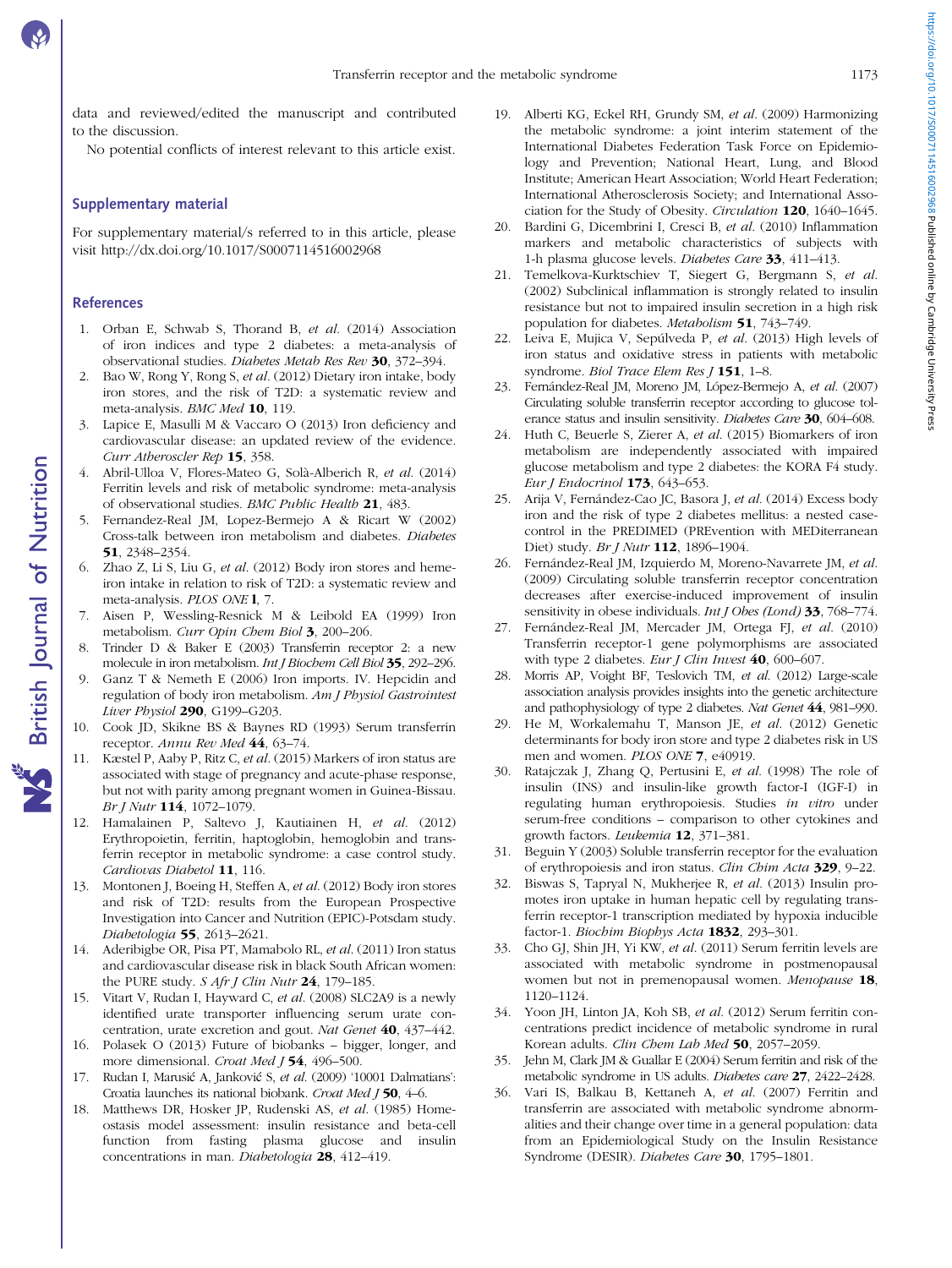data and reviewed/edited the manuscript and contributed to the discussion.

No potential conflicts of interest relevant to this article exist.

## Supplementary material

For supplementary material/s referred to in this article, please visit http://dx.doi.org/10.1017/S0007114516002968

## References

1. Orban E, Schwab S, Thorand B, *et al.* (2014) Association of iron indices and type 2 diabetes: a meta-analysis of observational studies. *Diabetes Metab Res Rev* **30**, 372–394.
2. Bao W, Rong Y, Rong S, *et al.* (2012) Dietary iron intake, body iron stores, and the risk of T2D: a systematic review and meta-analysis. *BMC Med* **10**, 119.
3. Lapice E, Masulli M & Vaccaro O (2013) Iron deficiency and cardiovascular disease: an updated review of the evidence. *Curr Atheroscler Rep* **15**, 358.
4. Abril-Ulloa V, Flores-Mateo G, Solà-Alberich R, *et al.* (2014) Ferritin levels and risk of metabolic syndrome: meta-analysis of observational studies. *BMC Public Health* **21**, 483.
5. Fernandez-Real JM, Lopez-Bermejo A & Ricart W (2002) Cross-talk between iron metabolism and diabetes. *Diabetes* **51**, 2348–2354.
6. Zhao Z, Li S, Liu G, *et al.* (2012) Body iron stores and heme-iron intake in relation to risk of T2D: a systematic review and meta-analysis. *PLOS ONE* **1**, 7.
7. Aisen P, Wessling-Resnick M & Leibold EA (1999) Iron metabolism. *Curr Opin Chem Biol* **3**, 200–206.
8. Trinder D & Baker E (2003) Transferrin receptor 2: a new molecule in iron metabolism. *Int J Biochem Cell Biol* **35**, 292–296.
9. Ganz T & Nemeth E (2006) Iron imports. IV. Hepcidin and regulation of body iron metabolism. *Am J Physiol Gastrointest Liver Physiol* **290**, G199–G203.
10. Cook JD, Skikne BS & Baynes RD (1993) Serum transferrin receptor. *Annu Rev Med* **44**, 63–74.
11. Kæstel P, Aaby P, Ritz C, *et al.* (2015) Markers of iron status are associated with stage of pregnancy and acute-phase response, but not with parity among pregnant women in Guinea-Bissau. *Br J Nutr* **114**, 1072–1079.
12. Hamalainen P, Saltevo J, Kautiainen H, *et al.* (2012) Erythropoietin, ferritin, haptoglobin, hemoglobin and transferrin receptor in metabolic syndrome: a case control study. *Cardiovas Diabetol* **11**, 116.
13. Montonen J, Boeing H, Steffen A, *et al.* (2012) Body iron stores and risk of T2D: results from the European Prospective Investigation into Cancer and Nutrition (EPIC)-Potsdam study. *Diabetologia* **55**, 2613–2621.
14. Aderibigbe OR, Pisa PT, Mamabolo RL, *et al.* (2011) Iron status and cardiovascular disease risk in black South African women: the PURE study. *S Afr J Clin Nutr* **24**, 179–185.
15. Vitart V, Rudan I, Hayward C, *et al.* (2008) SLC2A9 is a newly identified urate transporter influencing serum urate concentration, urate excretion and gout. *Nat Genet* **40**, 437–442.
16. Polasek O (2013) Future of biobanks – bigger, longer, and more dimensional. *Croat Med J* **54**, 496–500.
17. Rudan I, Marusić A, Janković S, *et al.* (2009) '10001 Dalmatians': Croatia launches its national biobank. *Croat Med J* **50**, 4–6.
18. Matthews DR, Hosker JP, Rudenski AS, *et al.* (1985) Homeostasis model assessment: insulin resistance and beta-cell function from fasting plasma glucose and insulin concentrations in man. *Diabetologia* **28**, 412–419.
19. Alberti KG, Eckel RH, Grundy SM, *et al.* (2009) Harmonizing the metabolic syndrome: a joint interim statement of the International Diabetes Federation Task Force on Epidemiology and Prevention; National Heart, Lung, and Blood Institute; American Heart Association; World Heart Federation; International Atherosclerosis Society; and International Association for the Study of Obesity. *Circulation* **120**, 1640–1645.
20. Bardini G, Dicembrini I, Cresci B, *et al.* (2010) Inflammation markers and metabolic characteristics of subjects with 1-h plasma glucose levels. *Diabetes Care* **33**, 411–413.
21. Temelkova-Kurktschiev T, Siegert G, Bergmann S, *et al.* (2002) Subclinical inflammation is strongly related to insulin resistance but not to impaired insulin secretion in a high risk population for diabetes. *Metabolism* **51**, 743–749.
22. Leiva E, Mujica V, Sepúlveda P, *et al.* (2013) High levels of iron status and oxidative stress in patients with metabolic syndrome. *Biol Trace Elem Res J* **151**, 1–8.
23. Fernández-Real JM, Moreno JM, López-Bermejo A, *et al.* (2007) Circulating soluble transferrin receptor according to glucose tolerance status and insulin sensitivity. *Diabetes Care* **30**, 604–608.
24. Huth C, Beuerle S, Zierer A, *et al.* (2015) Biomarkers of iron metabolism are independently associated with impaired glucose metabolism and type 2 diabetes: the KORA F4 study. *Eur J Endocrinol* **173**, 643–653.
25. Arija V, Fernández-Cao JC, Basora J, *et al.* (2014) Excess body iron and the risk of type 2 diabetes mellitus: a nested case-control in the PREDIMED (PREvention with MEDiterranean Diet) study. *Br J Nutr* **112**, 1896–1904.
26. Fernández-Real JM, Izquierdo M, Moreno-Navarrete JM, *et al.* (2009) Circulating soluble transferrin receptor concentration decreases after exercise-induced improvement of insulin sensitivity in obese individuals. *Int J Obes (Lond)* **33**, 768–774.
27. Fernández-Real JM, Mercader JM, Ortega FJ, *et al.* (2010) Transferrin receptor-1 gene polymorphisms are associated with type 2 diabetes. *Eur J Clin Invest* **40**, 600–607.
28. Morris AP, Voight BF, Teslovich TM, *et al.* (2012) Large-scale association analysis provides insights into the genetic architecture and pathophysiology of type 2 diabetes. *Nat Genet* **44**, 981–990.
29. He M, Workalemahu T, Manson JE, *et al.* (2012) Genetic determinants for body iron store and type 2 diabetes risk in US men and women. *PLOS ONE* **7**, e40919.
30. Ratajczak J, Zhang Q, Pertusini E, *et al.* (1998) The role of insulin (INS) and insulin-like growth factor-I (IGF-I) in regulating human erythropoiesis. Studies *in vitro* under serum-free conditions – comparison to other cytokines and growth factors. *Leukemia* **12**, 371–381.
31. Beguin Y (2003) Soluble transferrin receptor for the evaluation of erythropoiesis and iron status. *Clin Chim Acta* **329**, 9–22.
32. Biswas S, Tapryal N, Mukherjee R, *et al.* (2013) Insulin promotes iron uptake in human hepatic cell by regulating transferrin receptor-1 transcription mediated by hypoxia inducible factor-1. *Biochim Biophys Acta* **1832**, 293–301.
33. Cho GJ, Shin JH, Yi KW, *et al.* (2011) Serum ferritin levels are associated with metabolic syndrome in postmenopausal women but not in premenopausal women. *Menopause* **18**, 1120–1124.
34. Yoon JH, Linton JA, Koh SB, *et al.* (2012) Serum ferritin concentrations predict incidence of metabolic syndrome in rural Korean adults. *Clin Chem Lab Med* **50**, 2057–2059.
35. Jehn M, Clark JM & Guallar E (2004) Serum ferritin and risk of the metabolic syndrome in US adults. *Diabetes care* **27**, 2422–2428.
36. Vari IS, Balkau B, Kettaneh A, *et al.* (2007) Ferritin and transferrin are associated with metabolic syndrome abnormalities and their change over time in a general population: data from an Epidemiological Study on the Insulin Resistance Syndrome (DESIR). *Diabetes Care* **30**, 1795–1801.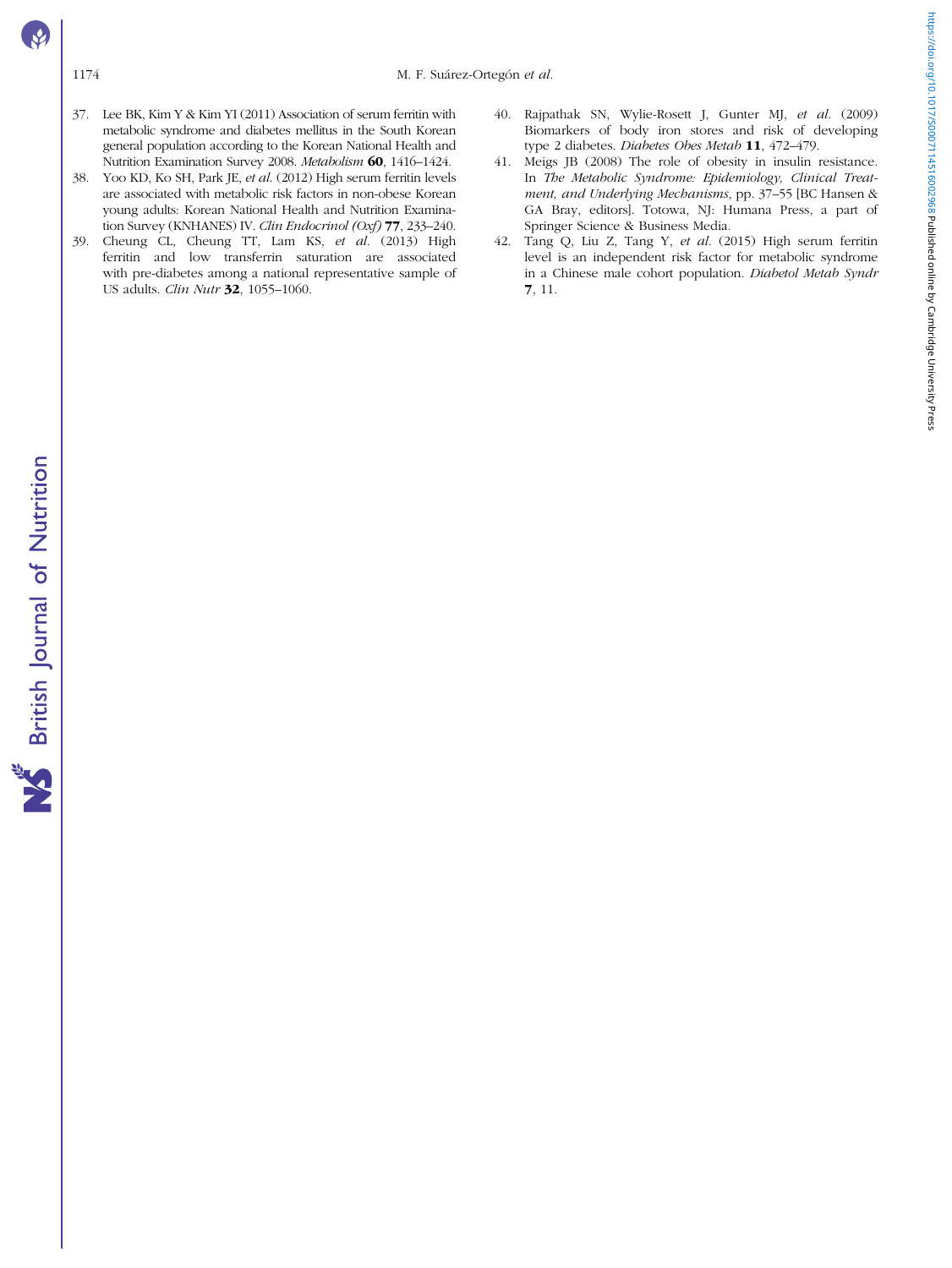37. Lee BK, Kim Y & Kim YI (2011) Association of serum ferritin with metabolic syndrome and diabetes mellitus in the South Korean general population according to the Korean National Health and Nutrition Examination Survey 2008. *Metabolism* **60**, 1416–1424.
38. Yoo KD, Ko SH, Park JE, *et al.* (2012) High serum ferritin levels are associated with metabolic risk factors in non-obese Korean young adults: Korean National Health and Nutrition Examination Survey (KNHANES) IV. *Clin Endocrinol (Oxf)* **77**, 233–240.
39. Cheung CL, Cheung TT, Lam KS, *et al.* (2013) High ferritin and low transferrin saturation are associated with pre-diabetes among a national representative sample of US adults. *Clin Nutr* **32**, 1055–1060.
40. Rajpathak SN, Wylie-Rosett J, Gunter MJ, *et al.* (2009) Biomarkers of body iron stores and risk of developing type 2 diabetes. *Diabetes Obes Metab* **11**, 472–479.
41. Meigs JB (2008) The role of obesity in insulin resistance. In *The Metabolic Syndrome: Epidemiology, Clinical Treatment, and Underlying Mechanisms*, pp. 37–55 [BC Hansen & GA Bray, editors]. Totowa, NJ: Humana Press, a part of Springer Science & Business Media.
42. Tang Q, Liu Z, Tang Y, *et al.* (2015) High serum ferritin level is an independent risk factor for metabolic syndrome in a Chinese male cohort population. *Diabetol Metab Syndr* **7**, 11.